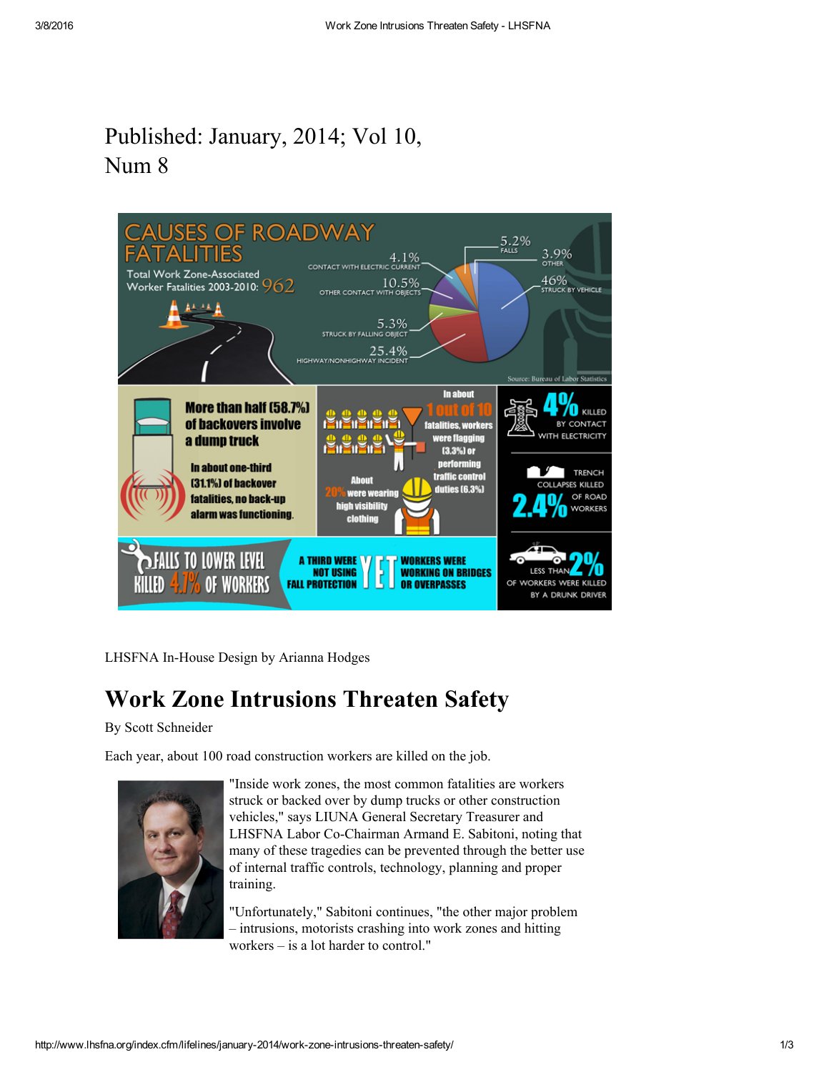Published: January, 2014; Vol 10, Num 8

CAUSES OF ROADWAY FATALITIES

Total Work Zone-Associated Worker Fatalities 2003-2010: 962

- 46% STRUCK BY VEHICLE
- 25.4% HIGHWAY/NONHIGHWAY INCIDENT
- 10.5% OTHER CONTACT WITH OBJECTS
- 5.3% STRUCK BY FALLING OBJECT
- 5.2% FALLS
- 4.1% CONTACT WITH ELECTRIC CURRENT
- 3.9% OTHER

Source: Bureau of Labor Statistics

More than half (58.7%) of backovers involve a dump truck

In about one-third (31.1%) of backover fatalities, no back-up alarm was functioning.

In about 1 out of 10 fatalities, workers were flagging (3.3%) or performing traffic control duties (6.3%)

About 20% were wearing high visibility clothing

4% KILLED BY CONTACT WITH ELECTRICITY

TRENCH COLLAPSES KILLED 2.4% OF ROAD WORKERS

LESS THAN 2% OF WORKERS WERE KILLED BY A DRUNK DRIVER

FALLS TO LOWER LEVEL KILLED 4.1% OF WORKERS

A THIRD WERE NOT USING FALL PROTECTION YET WORKERS WERE WORKING ON BRIDGES OR OVERPASSES

LHSFNA In-House Design by Arianna Hodges

# Work Zone Intrusions Threaten Safety

By Scott Schneider

Each year, about 100 road construction workers are killed on the job.

"Inside work zones, the most common fatalities are workers struck or backed over by dump trucks or other construction vehicles," says LIUNA General Secretary Treasurer and LHSFNA Labor Co-Chairman Armand E. Sabitoni, noting that many of these tragedies can be prevented through the better use of internal traffic controls, technology, planning and proper training.

"Unfortunately," Sabitoni continues, "the other major problem – intrusions, motorists crashing into work zones and hitting workers – is a lot harder to control."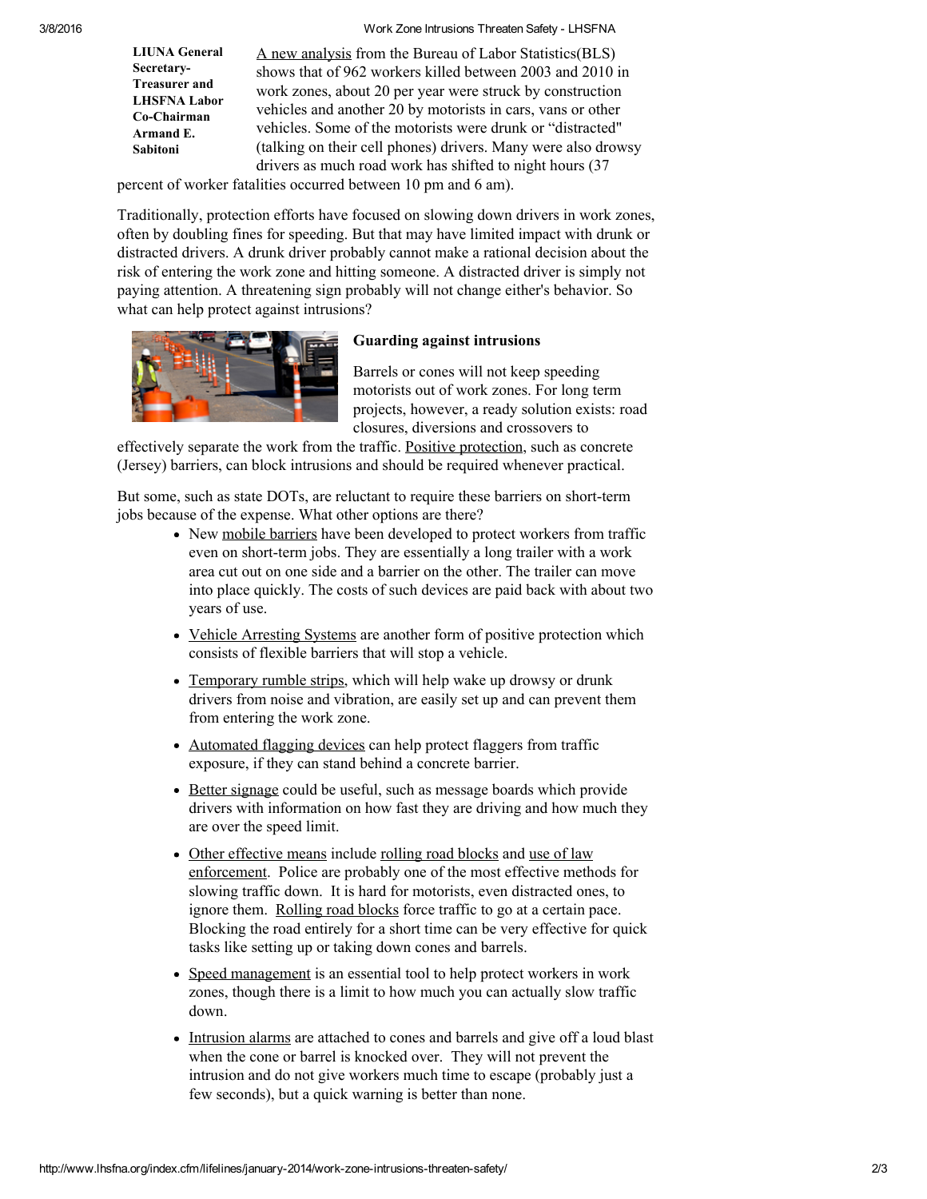**LIUNA General Secretary-Treasurer and LHSFNA Labor Co-Chairman Armand E. Sabitoni**

A new analysis from the Bureau of Labor Statistics(BLS) shows that of 962 workers killed between 2003 and 2010 in work zones, about 20 per year were struck by construction vehicles and another 20 by motorists in cars, vans or other vehicles. Some of the motorists were drunk or "distracted" (talking on their cell phones) drivers. Many were also drowsy drivers as much road work has shifted to night hours (37 percent of worker fatalities occurred between 10 pm and 6 am).

Traditionally, protection efforts have focused on slowing down drivers in work zones, often by doubling fines for speeding. But that may have limited impact with drunk or distracted drivers. A drunk driver probably cannot make a rational decision about the risk of entering the work zone and hitting someone. A distracted driver is simply not paying attention. A threatening sign probably will not change either's behavior. So what can help protect against intrusions?

### Guarding against intrusions

Barrels or cones will not keep speeding motorists out of work zones. For long term projects, however, a ready solution exists: road closures, diversions and crossovers to effectively separate the work from the traffic. Positive protection, such as concrete (Jersey) barriers, can block intrusions and should be required whenever practical.

But some, such as state DOTs, are reluctant to require these barriers on short-term jobs because of the expense. What other options are there?

- New mobile barriers have been developed to protect workers from traffic even on short-term jobs. They are essentially a long trailer with a work area cut out on one side and a barrier on the other. The trailer can move into place quickly. The costs of such devices are paid back with about two years of use.
- Vehicle Arresting Systems are another form of positive protection which consists of flexible barriers that will stop a vehicle.
- Temporary rumble strips, which will help wake up drowsy or drunk drivers from noise and vibration, are easily set up and can prevent them from entering the work zone.
- Automated flagging devices can help protect flaggers from traffic exposure, if they can stand behind a concrete barrier.
- Better signage could be useful, such as message boards which provide drivers with information on how fast they are driving and how much they are over the speed limit.
- Other effective means include rolling road blocks and use of law enforcement. Police are probably one of the most effective methods for slowing traffic down. It is hard for motorists, even distracted ones, to ignore them. Rolling road blocks force traffic to go at a certain pace. Blocking the road entirely for a short time can be very effective for quick tasks like setting up or taking down cones and barrels.
- Speed management is an essential tool to help protect workers in work zones, though there is a limit to how much you can actually slow traffic down.
- Intrusion alarms are attached to cones and barrels and give off a loud blast when the cone or barrel is knocked over. They will not prevent the intrusion and do not give workers much time to escape (probably just a few seconds), but a quick warning is better than none.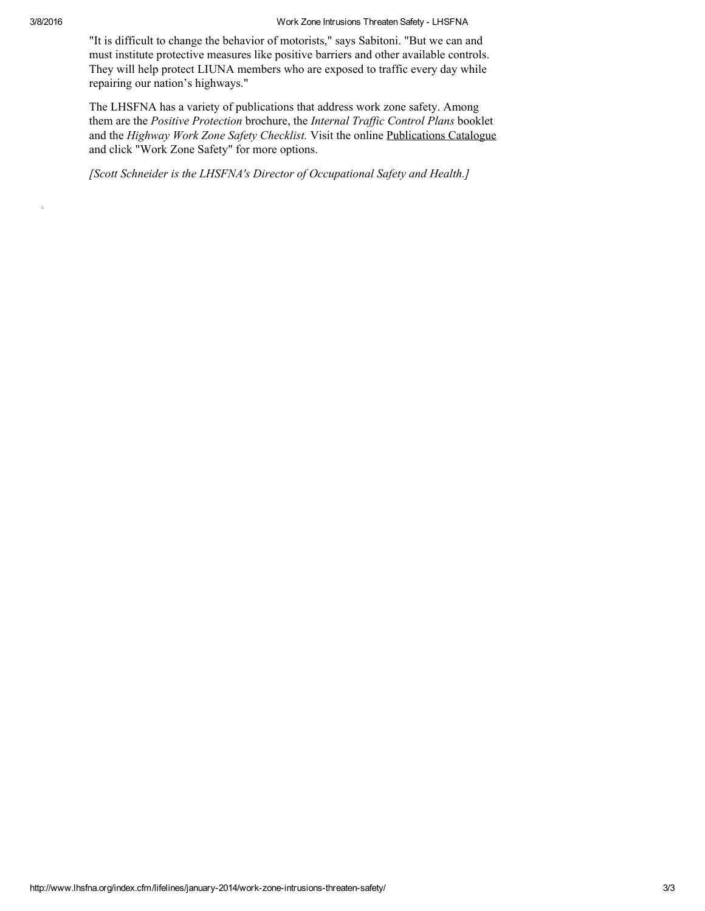"It is difficult to change the behavior of motorists," says Sabitoni. "But we can and must institute protective measures like positive barriers and other available controls. They will help protect LIUNA members who are exposed to traffic every day while repairing our nation's highways."

The LHSFNA has a variety of publications that address work zone safety. Among them are the *Positive Protection* brochure, the *Internal Traffic Control Plans* booklet and the *Highway Work Zone Safety Checklist.* Visit the online Publications Catalogue and click "Work Zone Safety" for more options.

*[Scott Schneider is the LHSFNA's Director of Occupational Safety and Health.]*